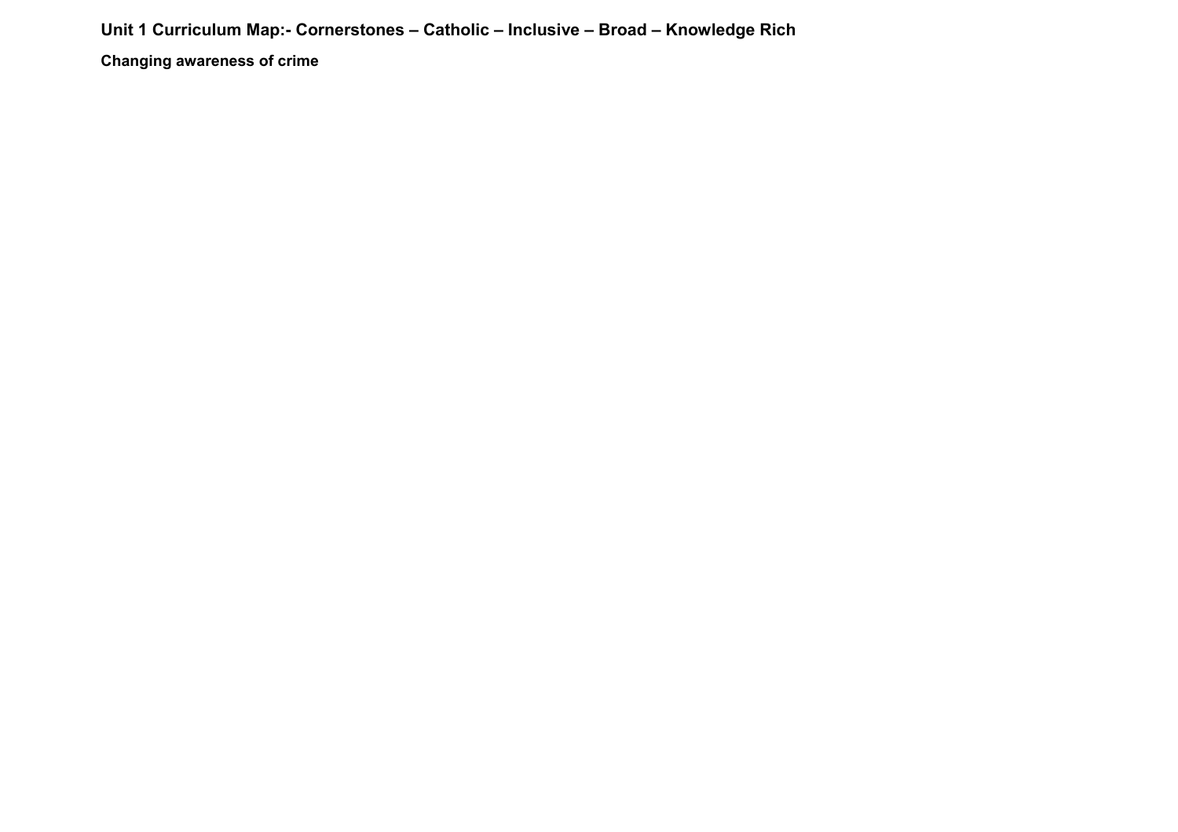**Unit 1 Curriculum Map:- Cornerstones – Catholic – Inclusive – Broad – Knowledge Rich**

**Changing awareness of crime**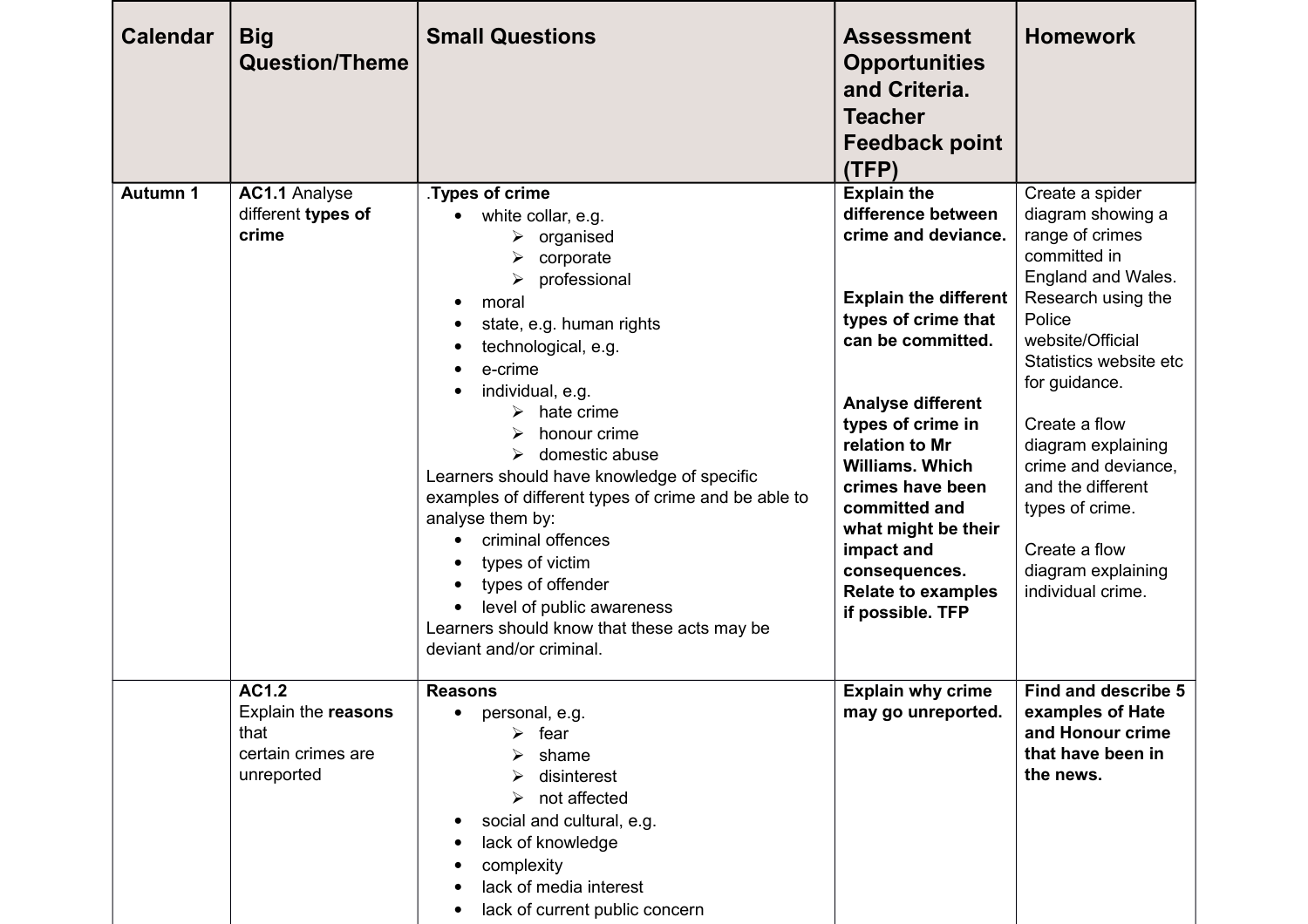| Calendar | Big Question/Theme | Small Questions | Assessment Opportunities and Criteria. Teacher Feedback point (TFP) | Homework |
|---|---|---|---|---|
| **Autumn 1** | **AC1.1** Analyse different **types of crime** | .**Types of crime**<br>• white collar, e.g.<br>  ➢ organised<br>  ➢ corporate<br>  ➢ professional<br>• moral<br>• state, e.g. human rights<br>• technological, e.g.<br>• e-crime<br>• individual, e.g.<br>  ➢ hate crime<br>  ➢ honour crime<br>  ➢ domestic abuse<br>Learners should have knowledge of specific examples of different types of crime and be able to analyse them by:<br>• criminal offences<br>• types of victim<br>• types of offender<br>• level of public awareness<br>Learners should know that these acts may be deviant and/or criminal. | **Explain the difference between crime and deviance.**<br><br>**Explain the different types of crime that can be committed.**<br><br>**Analyse different types of crime in relation to Mr Williams. Which crimes have been committed and what might be their impact and consequences. Relate to examples if possible. TFP** | Create a spider diagram showing a range of crimes committed in England and Wales. Research using the Police website/Official Statistics website etc for guidance.<br><br>Create a flow diagram explaining crime and deviance, and the different types of crime.<br><br>Create a flow diagram explaining individual crime. |
| | **AC1.2** Explain the **reasons** that certain crimes are unreported | **Reasons**<br>• personal, e.g.<br>  ➢ fear<br>  ➢ shame<br>  ➢ disinterest<br>  ➢ not affected<br>• social and cultural, e.g.<br>• lack of knowledge<br>• complexity<br>• lack of media interest<br>• lack of current public concern | **Explain why crime may go unreported.** | **Find and describe 5 examples of Hate and Honour crime that have been in the news.** |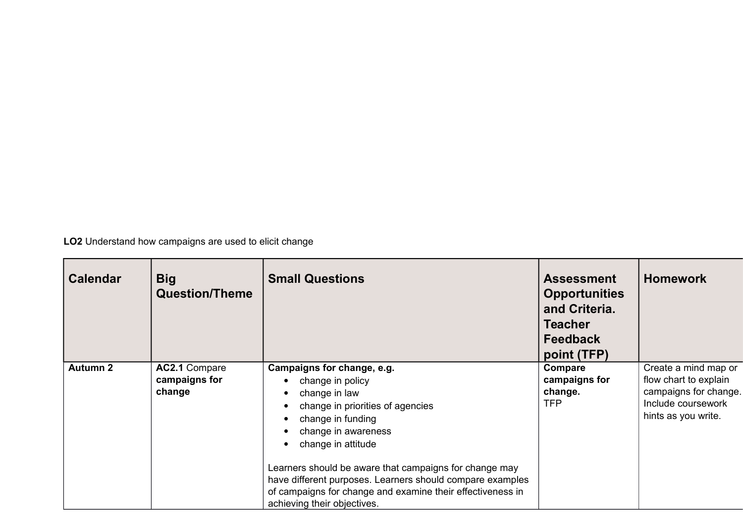**LO2** Understand how campaigns are used to elicit change

| Calendar | Big Question/Theme | Small Questions | Assessment Opportunities and Criteria. Teacher Feedback point (TFP) | Homework |
|---|---|---|---|---|
| **Autumn 2** | **AC2.1** Compare **campaigns for change** | **Campaigns for change, e.g.**<br>• change in policy<br>• change in law<br>• change in priorities of agencies<br>• change in funding<br>• change in awareness<br>• change in attitude<br><br>Learners should be aware that campaigns for change may have different purposes. Learners should compare examples of campaigns for change and examine their effectiveness in achieving their objectives. | **Compare campaigns for change.**<br>TFP | Create a mind map or flow chart to explain campaigns for change. Include coursework hints as you write. |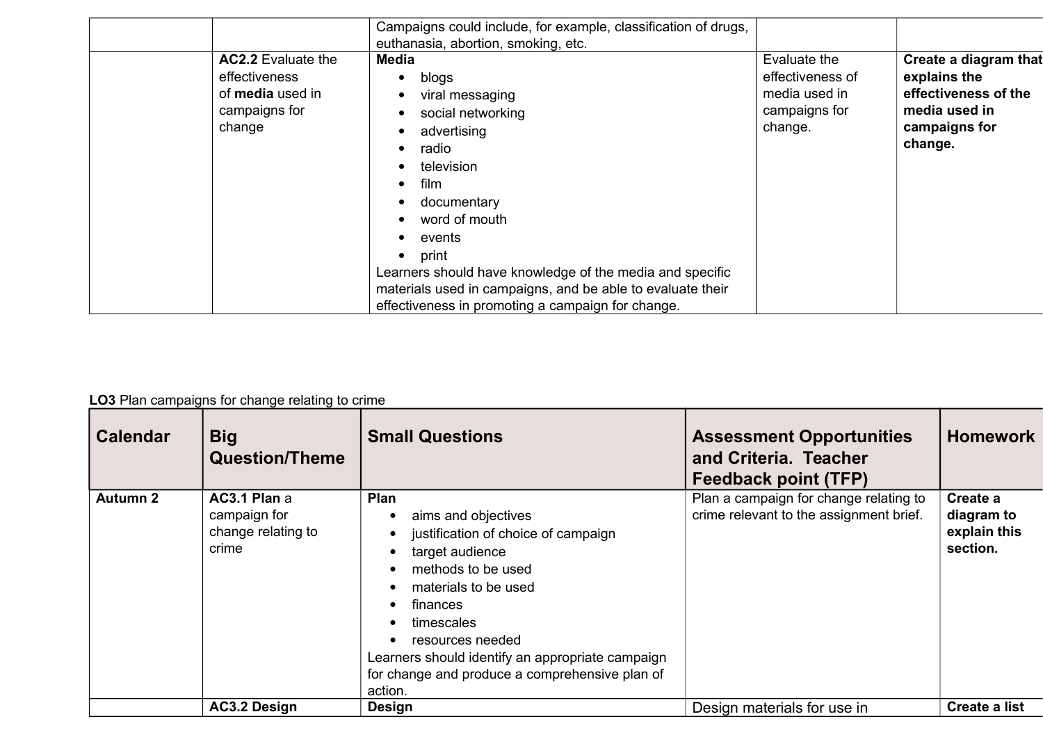| | | | | |
|---|---|---|---|---|
| | | Campaigns could include, for example, classification of drugs, euthanasia, abortion, smoking, etc. | | |
| | **AC2.2** Evaluate the effectiveness of **media** used in campaigns for change | **Media**<br>• blogs<br>• viral messaging<br>• social networking<br>• advertising<br>• radio<br>• television<br>• film<br>• documentary<br>• word of mouth<br>• events<br>• print<br>Learners should have knowledge of the media and specific materials used in campaigns, and be able to evaluate their effectiveness in promoting a campaign for change. | Evaluate the effectiveness of media used in campaigns for change. | **Create a diagram that explains the effectiveness of the media used in campaigns for change.** |

**LO3** Plan campaigns for change relating to crime

| Calendar | Big Question/Theme | Small Questions | Assessment Opportunities and Criteria. Teacher Feedback point (TFP) | Homework |
|---|---|---|---|---|
| **Autumn 2** | **AC3.1 Plan** a campaign for change relating to crime | **Plan**<br>• aims and objectives<br>• justification of choice of campaign<br>• target audience<br>• methods to be used<br>• materials to be used<br>• finances<br>• timescales<br>• resources needed<br>Learners should identify an appropriate campaign for change and produce a comprehensive plan of action. | Plan a campaign for change relating to crime relevant to the assignment brief. | **Create a diagram to explain this section.** |
| | **AC3.2 Design** | **Design** | Design materials for use in | **Create a list** |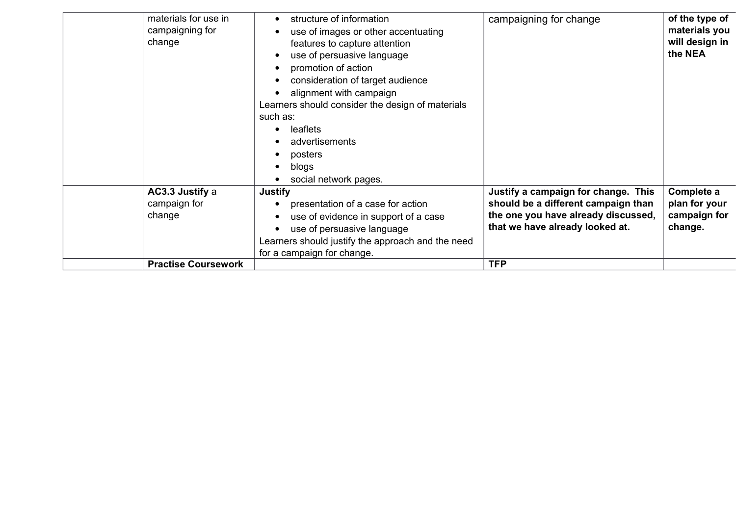| | | | | |
|---|---|---|---|---|
| | materials for use in campaigning for change | • structure of information<br>• use of images or other accentuating features to capture attention<br>• use of persuasive language<br>• promotion of action<br>• consideration of target audience<br>• alignment with campaign<br>Learners should consider the design of materials such as:<br>• leaflets<br>• advertisements<br>• posters<br>• blogs<br>• social network pages. | campaigning for change | **of the type of materials you will design in the NEA** |
| | **AC3.3 Justify** a campaign for change | **Justify**<br>• presentation of a case for action<br>• use of evidence in support of a case<br>• use of persuasive language<br>Learners should justify the approach and the need for a campaign for change. | **Justify a campaign for change. This should be a different campaign than the one you have already discussed, that we have already looked at.** | **Complete a plan for your campaign for change.** |
| | **Practise Coursework** | | **TFP** | |